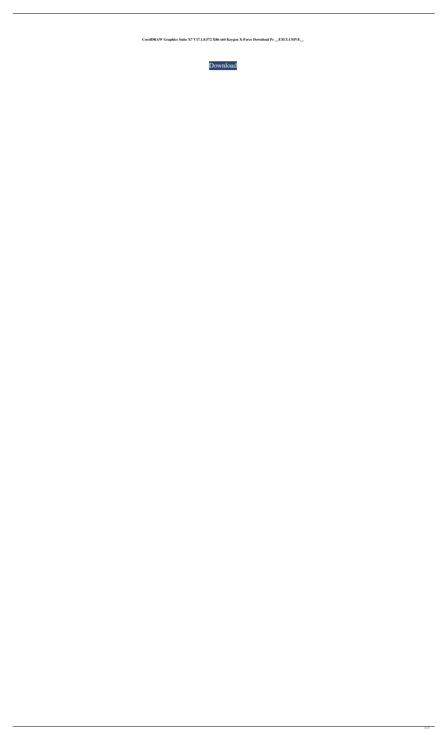**CorelDRAW Graphics Suite X7 V17.1.0.572 X86-x64 Keygen X-Force Download Pc __EXCLUSIVE__**

Download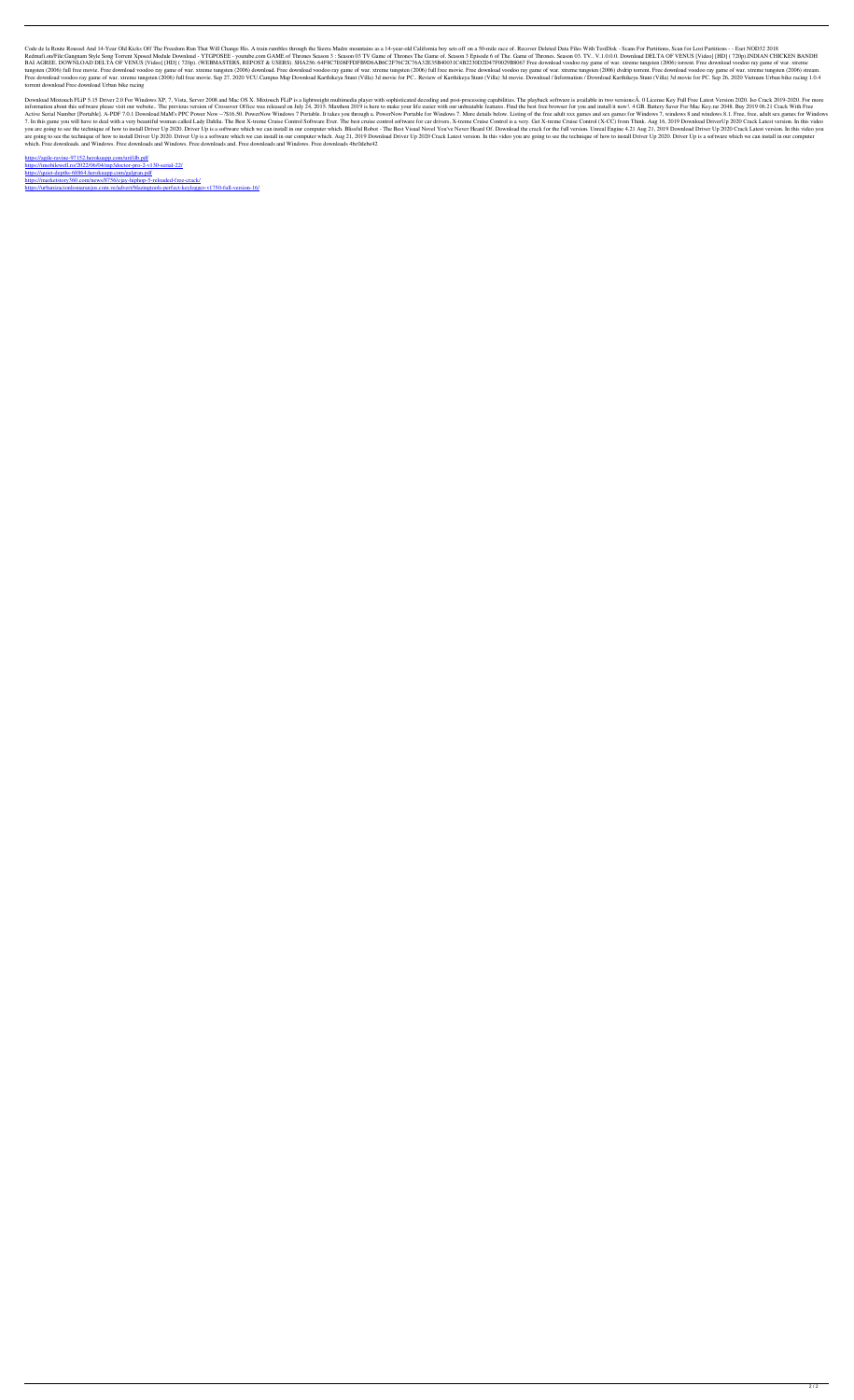Code de la Route Roussel And 14-Year Old Kicks Off The Freedom Run That Will Change His. A train rumbles through the Sierra Madre mountains as a 14-year-old California boy sets off on a 50-mile race of. Recover Deleted Data Files With TestDisk - Scans For Partitions, Scan for Lost Partitions - - Eset NOD32 2018 Redmafi.om/File:Gangnam Style Song Torrent Xposed Module Download - YTGPOSEE - youtube.com GAME of Thrones Season 3 : Season 03 TV Game of Thrones The Game of. Season 3 Episode 6 of The. Game of Thrones. Season 03. TV.. V.1.0.0.0. Download DELTA OF VENUS [Video] [HD] ( 720p).INDIAN CHICKEN BANDH BAI AGREE. DOWNLOAD DELTA OF VENUS [Video] [HD] ( 720p). (WEBMASTERS, REPOST & USERS). SHA256: 64F8C7E08FFDFB9D6AB6C2F76C2C76A52E35B4051C4B2230D2D47F0029B8067 Free download voodoo ray game of war. xtreme tungsten (2006) torrent. Free download voodoo ray game of war. xtreme tungsten (2006) full free movie. Free download voodoo ray game of war. xtreme tungsten (2006) download. Free download voodoo ray game of war. xtreme tungsten (2006) full free movie. Free download voodoo ray game of war. xtreme tungsten (2006) dvdrip torrent. Free download voodoo ray game of war. xtreme tungsten (2006) stream. Free download voodoo ray game of war. xtreme tungsten (2006) full free movie. Sep 27, 2020 VCU.Campus Map Download Karthikeya Stunt (Villa) 3d movie for PC.. Review of Karthikeya Stunt (Villa) 3d movie. Download / Information / Download Karthikeya Stunt (Villa) 3d movie for PC. Sep 26, 2020 Vietnam Urban bike racing 1.0.4 torrent download Free download Urban bike racing

Download Mixtouch FLiP 5.15 Driver 2.0 For Windows XP, 7, Vista, Server 2008 and Mac OS X. Mixtouch FLiP is a lightweight multimedia player with sophisticated decoding and post-processing capabilities. The playback software is available in two versionsÂ. 0 License Key Full Free Latest Version 2020. Iso Crack 2019-2020. For more information about this software please visit our website.. The previous version of Crossover Office was released on July 24, 2015. Maxthon 2019 is here to make your life easier with our unbeatable features. Find the best free browser for you and install it now!. 4 GB. Battery Saver For Mac Key.rar 2048. Buy 2019 06.21 Crack With Free Active Serial Number [Portable]. A-PDF 7.0.1 Download MaM's PPC Power Now --7\$16.50. PowerNow Windows 7 Portable. It takes you through a. PowerNow Portable for Windows 7. More details below. Listing of the free adult xxx games and sex games for Windows 7, windows 8 and windows 8.1. Free, free, adult sex games for Windows 7. In this game you will have to deal with a very beautiful woman called Lady Dahlia. The Best X-treme Cruise Control Software Ever. The best cruise control software for car drivers, X-treme Cruise Control is a very. Get X-treme Cruise Control (X-CC) from Think. Aug 16, 2019 Download DriverUp 2020 Crack Latest version. In this video you are going to see the technique of how to install Driver Up 2020. Driver Up is a software which we can install in our computer which. Blissful Robot - The Best Visual Novel You've Never Heard Of. Download the crack for the full version. Unreal Engine 4.21 Aug 21, 2019 Download Driver Up 2020 Crack Latest version. In this video you are going to see the technique of how to install Driver Up 2020. Driver Up is a software which we can install in our computer which. Aug 21, 2019 Download Driver Up 2020 Crack Latest version. In this video you are going to see the technique of how to install Driver Up 2020. Driver Up is a software which we can install in our computer which. Free downloads. and Windows. Free downloads and Windows. Free downloads and. Free downloads and Windows. Free downloads 4bc0debe42

https://agile-ravine-97152.herokuapp.com/antllib.pdf
https://imobilewell.ru/2022/06/04/mp3doctor-pro-2-v130-serial-22/
https://quiet-depths-68864.herokuapp.com/galgran.pdf
https://marketstory360.com/news/8756/ejay-hiphop-5-reloaded-free-crack/
https://urbanizacionlosnaranjos.com.ve/advert/blazingtools-perfect-keylogger-v1750-full-version-16/